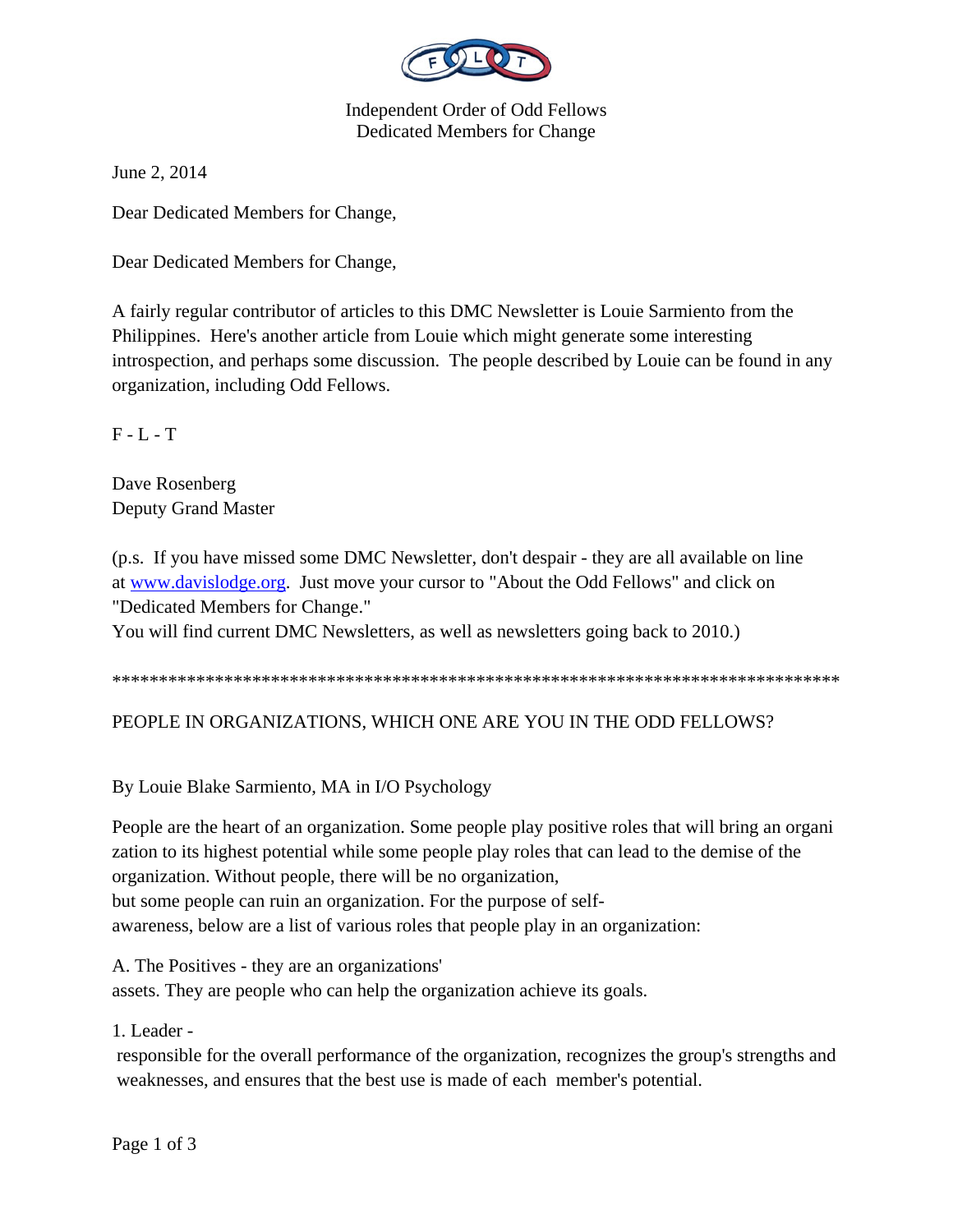Independent Order of Odd Fellows
Dedicated Members for Change

June 2, 2014

Dear Dedicated Members for Change,

Dear Dedicated Members for Change,

A fairly regular contributor of articles to this DMC Newsletter is Louie Sarmiento from the Philippines. Here's another article from Louie which might generate some interesting introspection, and perhaps some discussion. The people described by Louie can be found in any organization, including Odd Fellows.

F - L - T

Dave Rosenberg
Deputy Grand Master

(p.s. If you have missed some DMC Newsletter, don't despair - they are all available on line at www.davislodge.org. Just move your cursor to "About the Odd Fellows" and click on "Dedicated Members for Change."
You will find current DMC Newsletters, as well as newsletters going back to 2010.)

*******************************************************************************

PEOPLE IN ORGANIZATIONS, WHICH ONE ARE YOU IN THE ODD FELLOWS?

By Louie Blake Sarmiento, MA in I/O Psychology

People are the heart of an organization. Some people play positive roles that will bring an organization to its highest potential while some people play roles that can lead to the demise of the organization. Without people, there will be no organization, but some people can ruin an organization. For the purpose of self-awareness, below are a list of various roles that people play in an organization:

A. The Positives - they are an organizations' assets. They are people who can help the organization achieve its goals.

1. Leader - responsible for the overall performance of the organization, recognizes the group's strengths and weaknesses, and ensures that the best use is made of each member's potential.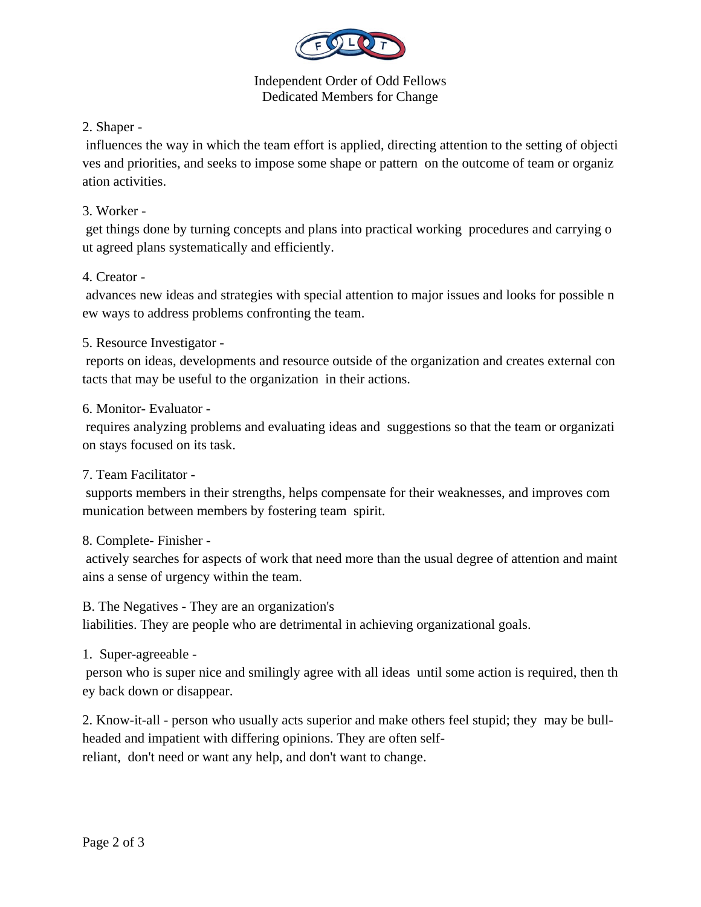2. Shaper -

influences the way in which the team effort is applied, directing attention to the setting of objectives and priorities, and seeks to impose some shape or pattern on the outcome of team or organization activities.

3. Worker -

get things done by turning concepts and plans into practical working procedures and carrying out agreed plans systematically and efficiently.

4. Creator -

advances new ideas and strategies with special attention to major issues and looks for possible new ways to address problems confronting the team.

5. Resource Investigator -

reports on ideas, developments and resource outside of the organization and creates external contacts that may be useful to the organization in their actions.

6. Monitor- Evaluator -

requires analyzing problems and evaluating ideas and suggestions so that the team or organization stays focused on its task.

7. Team Facilitator -

supports members in their strengths, helps compensate for their weaknesses, and improves communication between members by fostering team spirit.

8. Complete- Finisher -

actively searches for aspects of work that need more than the usual degree of attention and maintains a sense of urgency within the team.

B. The Negatives - They are an organization's liabilities. They are people who are detrimental in achieving organizational goals.

1. Super-agreeable -

person who is super nice and smilingly agree with all ideas until some action is required, then they back down or disappear.

2. Know-it-all - person who usually acts superior and make others feel stupid; they may be bull-headed and impatient with differing opinions. They are often self-reliant, don't need or want any help, and don't want to change.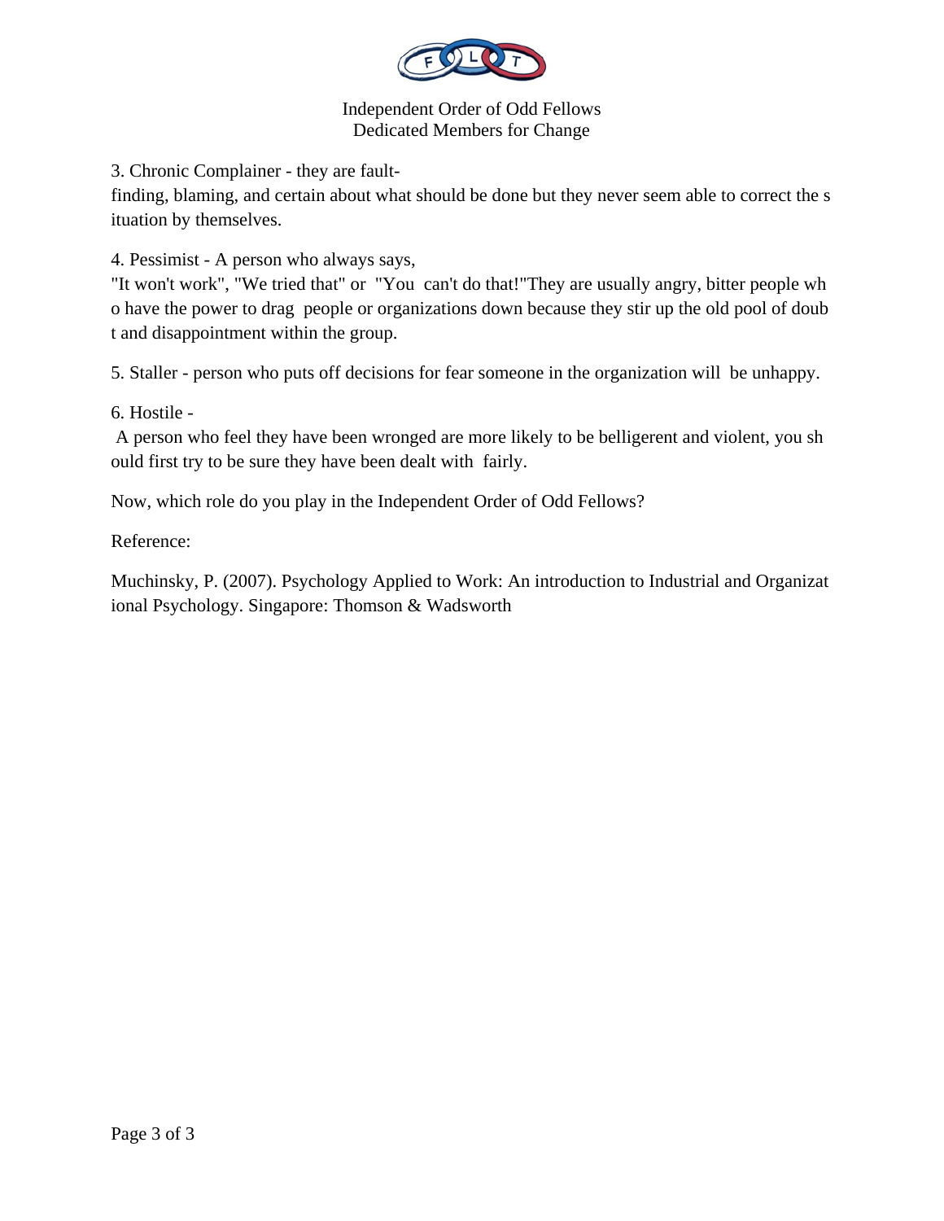3. Chronic Complainer - they are fault-finding, blaming, and certain about what should be done but they never seem able to correct the situation by themselves.

4. Pessimist - A person who always says, "It won't work", "We tried that" or "You can't do that!"They are usually angry, bitter people who have the power to drag people or organizations down because they stir up the old pool of doubt and disappointment within the group.

5. Staller - person who puts off decisions for fear someone in the organization will be unhappy.

6. Hostile - A person who feel they have been wronged are more likely to be belligerent and violent, you should first try to be sure they have been dealt with fairly.

Now, which role do you play in the Independent Order of Odd Fellows?

Reference:

Muchinsky, P. (2007). Psychology Applied to Work: An introduction to Industrial and Organizational Psychology. Singapore: Thomson & Wadsworth